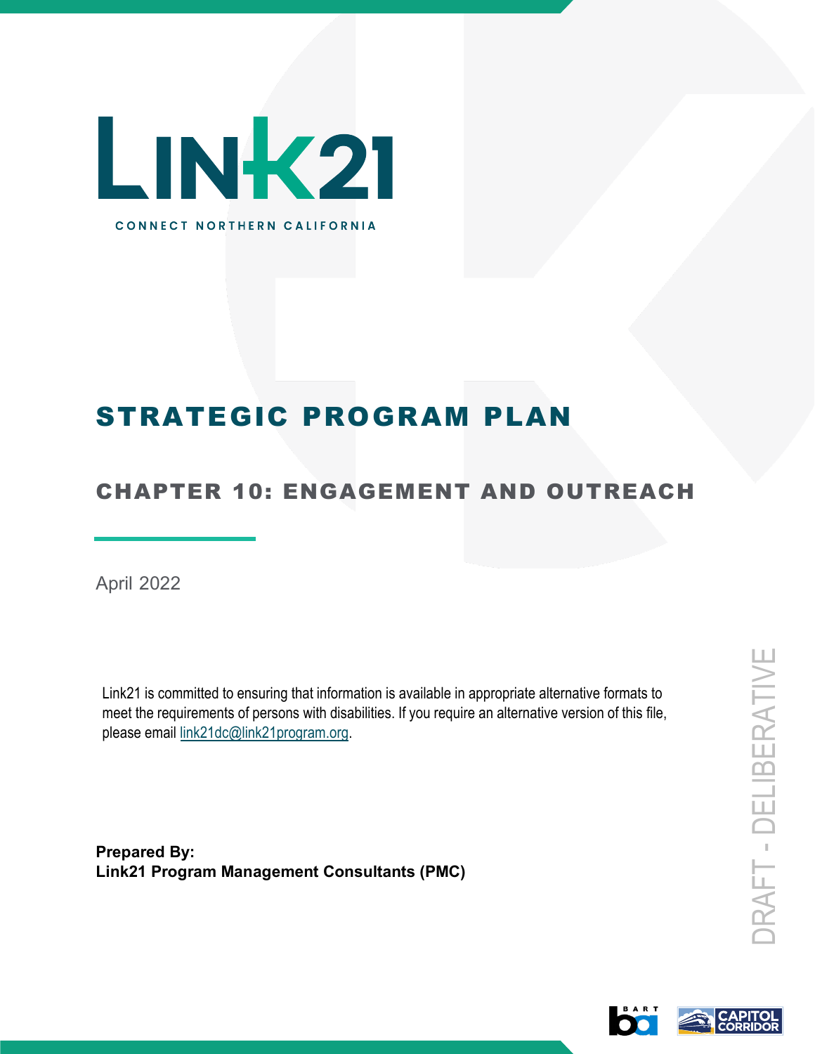# LINK21

CONNECT NORTHERN CALIFORNIA

# STRATEGIC PROGRAM PLAN

## CHAPTER 10: ENGAGEMENT AND OUTREACH

April 2022

Link21 is committed to ensuring that information is available in appropriate alternative formats to meet the requirements of persons with disabilities. If you require an alternative version of this file, please email link21dc@link21program.org.

**Prepared By:**
**Link21 Program Management Consultants (PMC)**

DRAFT - DELIBERATIVE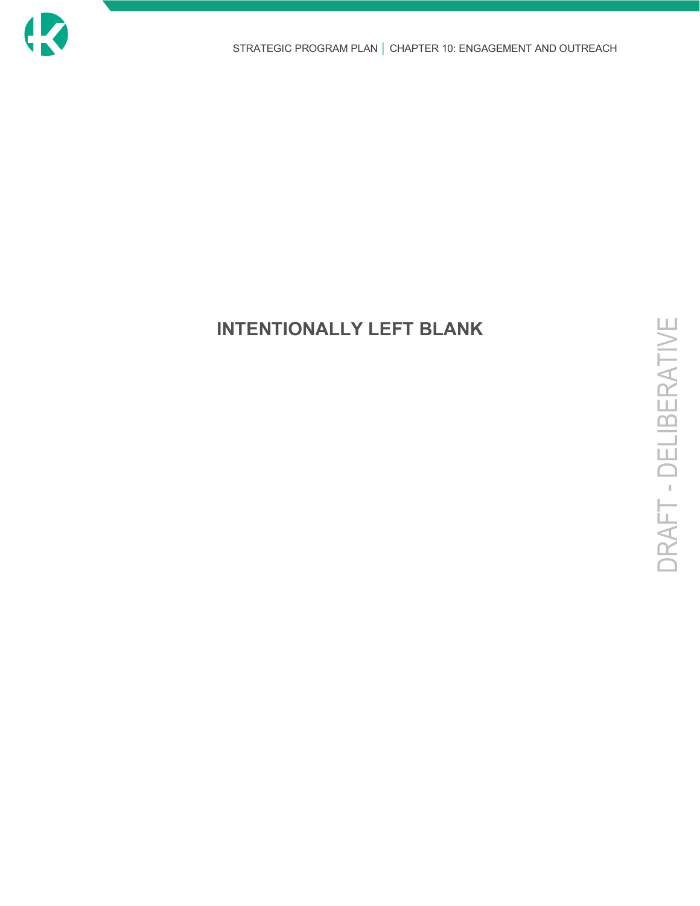**INTENTIONALLY LEFT BLANK**

DRAFT - DELIBERATIVE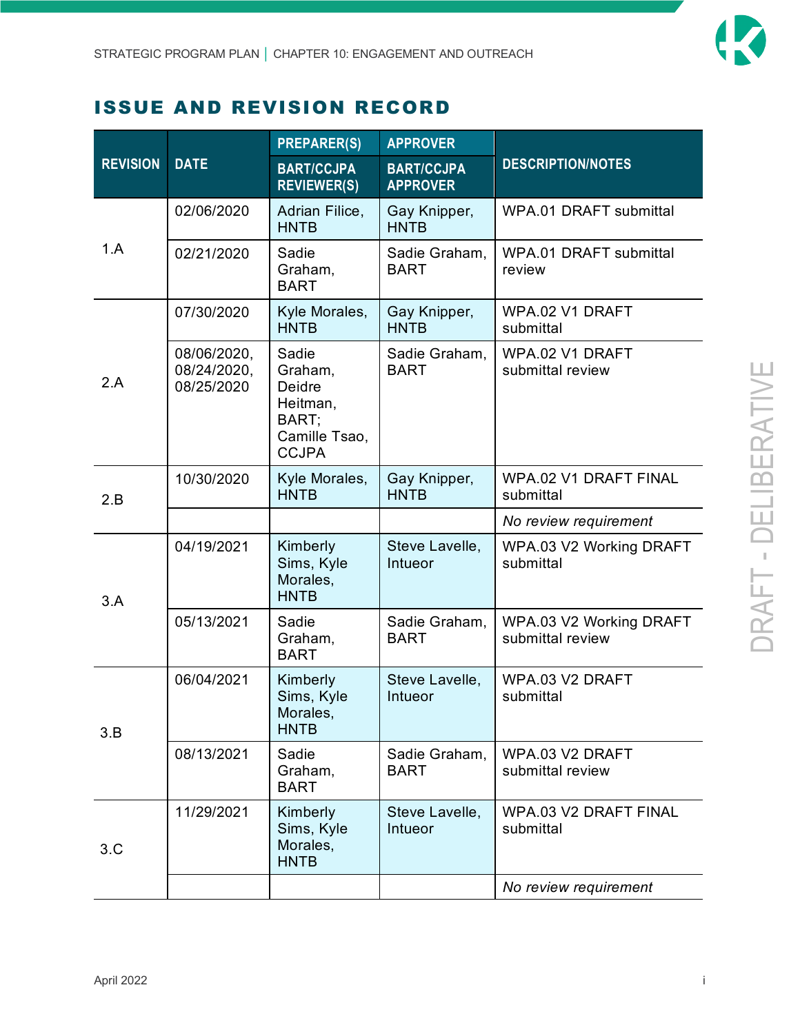# ISSUE AND REVISION RECORD

| REVISION | DATE | PREPARER(S) / BART/CCJPA REVIEWER(S) | APPROVER / BART/CCJPA APPROVER | DESCRIPTION/NOTES |
|---|---|---|---|---|
| 1.A | 02/06/2020 | Adrian Filice, HNTB | Gay Knipper, HNTB | WPA.01 DRAFT submittal |
| | 02/21/2020 | Sadie Graham, BART | Sadie Graham, BART | WPA.01 DRAFT submittal review |
| 2.A | 07/30/2020 | Kyle Morales, HNTB | Gay Knipper, HNTB | WPA.02 V1 DRAFT submittal |
| | 08/06/2020, 08/24/2020, 08/25/2020 | Sadie Graham, Deidre Heitman, BART; Camille Tsao, CCJPA | Sadie Graham, BART | WPA.02 V1 DRAFT submittal review |
| 2.B | 10/30/2020 | Kyle Morales, HNTB | Gay Knipper, HNTB | WPA.02 V1 DRAFT FINAL submittal |
| | | | | *No review requirement* |
| 3.A | 04/19/2021 | Kimberly Sims, Kyle Morales, HNTB | Steve Lavelle, Intueor | WPA.03 V2 Working DRAFT submittal |
| | 05/13/2021 | Sadie Graham, BART | Sadie Graham, BART | WPA.03 V2 Working DRAFT submittal review |
| 3.B | 06/04/2021 | Kimberly Sims, Kyle Morales, HNTB | Steve Lavelle, Intueor | WPA.03 V2 DRAFT submittal |
| | 08/13/2021 | Sadie Graham, BART | Sadie Graham, BART | WPA.03 V2 DRAFT submittal review |
| 3.C | 11/29/2021 | Kimberly Sims, Kyle Morales, HNTB | Steve Lavelle, Intueor | WPA.03 V2 DRAFT FINAL submittal |
| | | | | *No review requirement* |

DRAFT - DELIBERATIVE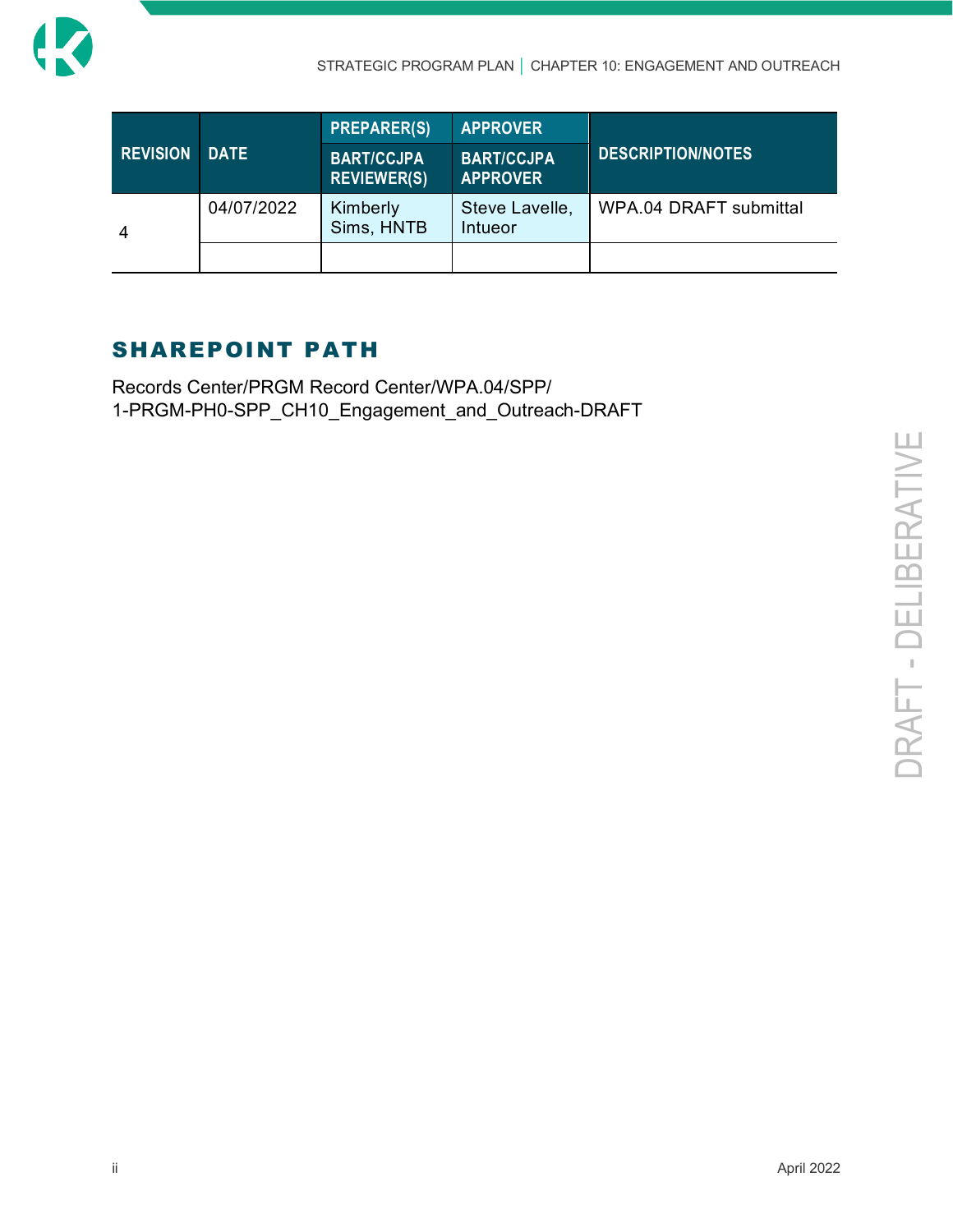| REVISION | DATE | PREPARER(S) | APPROVER | DESCRIPTION/NOTES |
|---|---|---|---|---|
| | | BART/CCJPA REVIEWER(S) | BART/CCJPA APPROVER | |
| 4 | 04/07/2022 | Kimberly Sims, HNTB | Steve Lavelle, Intueor | WPA.04 DRAFT submittal |
| | | | | |

## SHAREPOINT PATH

Records Center/PRGM Record Center/WPA.04/SPP/
1-PRGM-PH0-SPP_CH10_Engagement_and_Outreach-DRAFT

DRAFT - DELIBERATIVE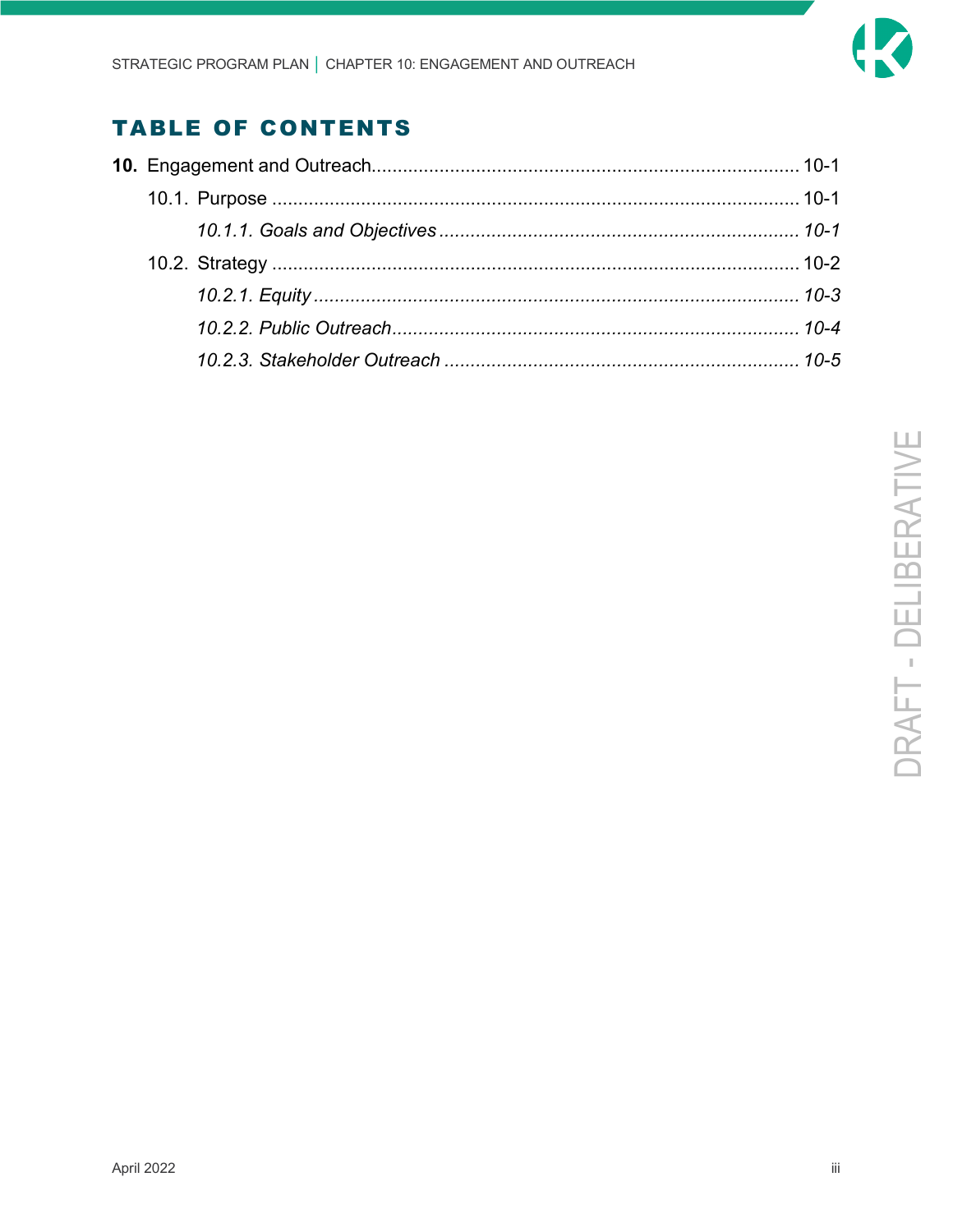# TABLE OF CONTENTS

**10.** Engagement and Outreach................................................................................. 10-1

10.1. Purpose ...................................................................................................... 10-1

*10.1.1. Goals and Objectives ..................................................................... 10-1*

10.2. Strategy ...................................................................................................... 10-2

*10.2.1. Equity ............................................................................................. 10-3*

*10.2.2. Public Outreach.............................................................................. 10-4*

*10.2.3. Stakeholder Outreach .................................................................... 10-5*

DRAFT - DELIBERATIVE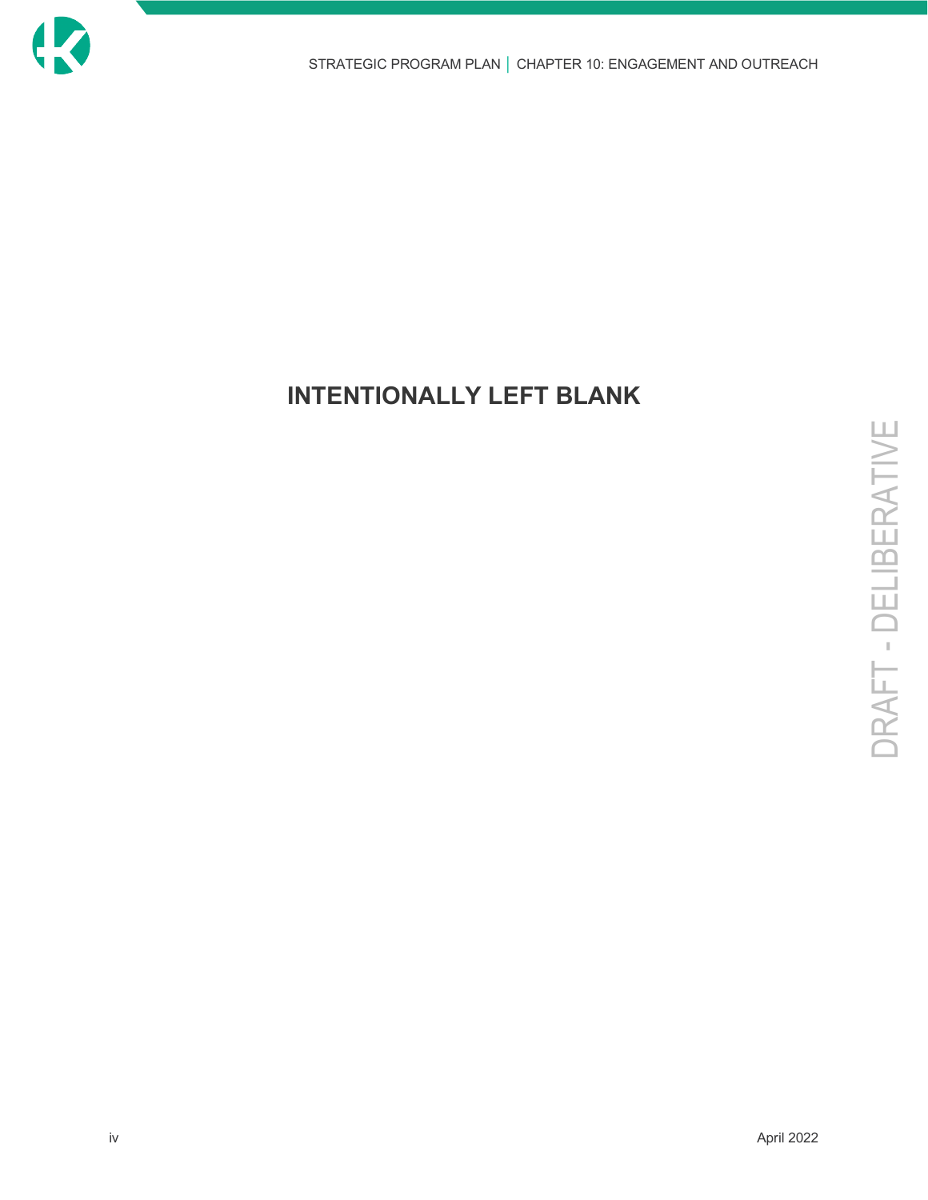**INTENTIONALLY LEFT BLANK**

DRAFT - DELIBERATIVE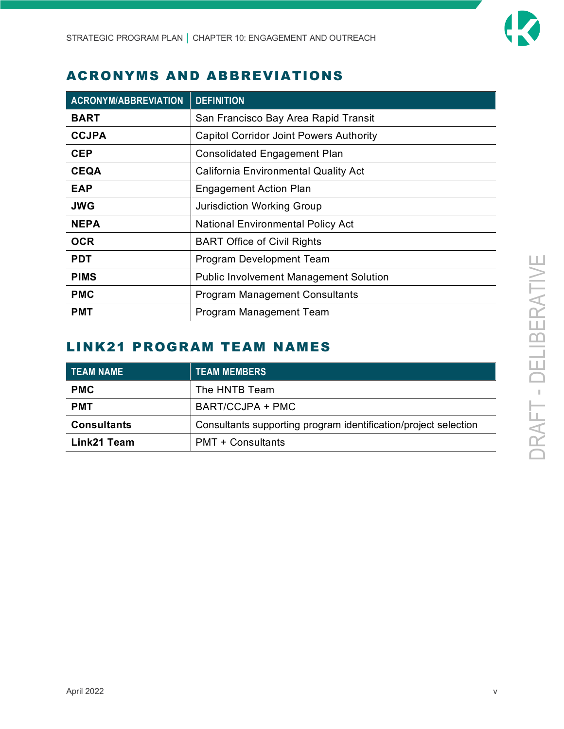## ACRONYMS AND ABBREVIATIONS

| ACRONYM/ABBREVIATION | DEFINITION |
|---|---|
| **BART** | San Francisco Bay Area Rapid Transit |
| **CCJPA** | Capitol Corridor Joint Powers Authority |
| **CEP** | Consolidated Engagement Plan |
| **CEQA** | California Environmental Quality Act |
| **EAP** | Engagement Action Plan |
| **JWG** | Jurisdiction Working Group |
| **NEPA** | National Environmental Policy Act |
| **OCR** | BART Office of Civil Rights |
| **PDT** | Program Development Team |
| **PIMS** | Public Involvement Management Solution |
| **PMC** | Program Management Consultants |
| **PMT** | Program Management Team |

## LINK21 PROGRAM TEAM NAMES

| TEAM NAME | TEAM MEMBERS |
|---|---|
| **PMC** | The HNTB Team |
| **PMT** | BART/CCJPA + PMC |
| **Consultants** | Consultants supporting program identification/project selection |
| **Link21 Team** | PMT + Consultants |

DRAFT - DELIBERATIVE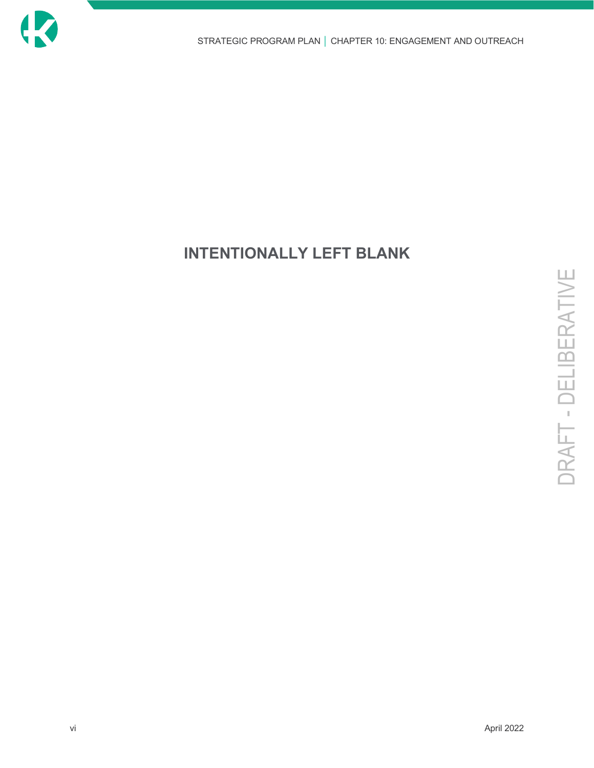**INTENTIONALLY LEFT BLANK**

DRAFT - DELIBERATIVE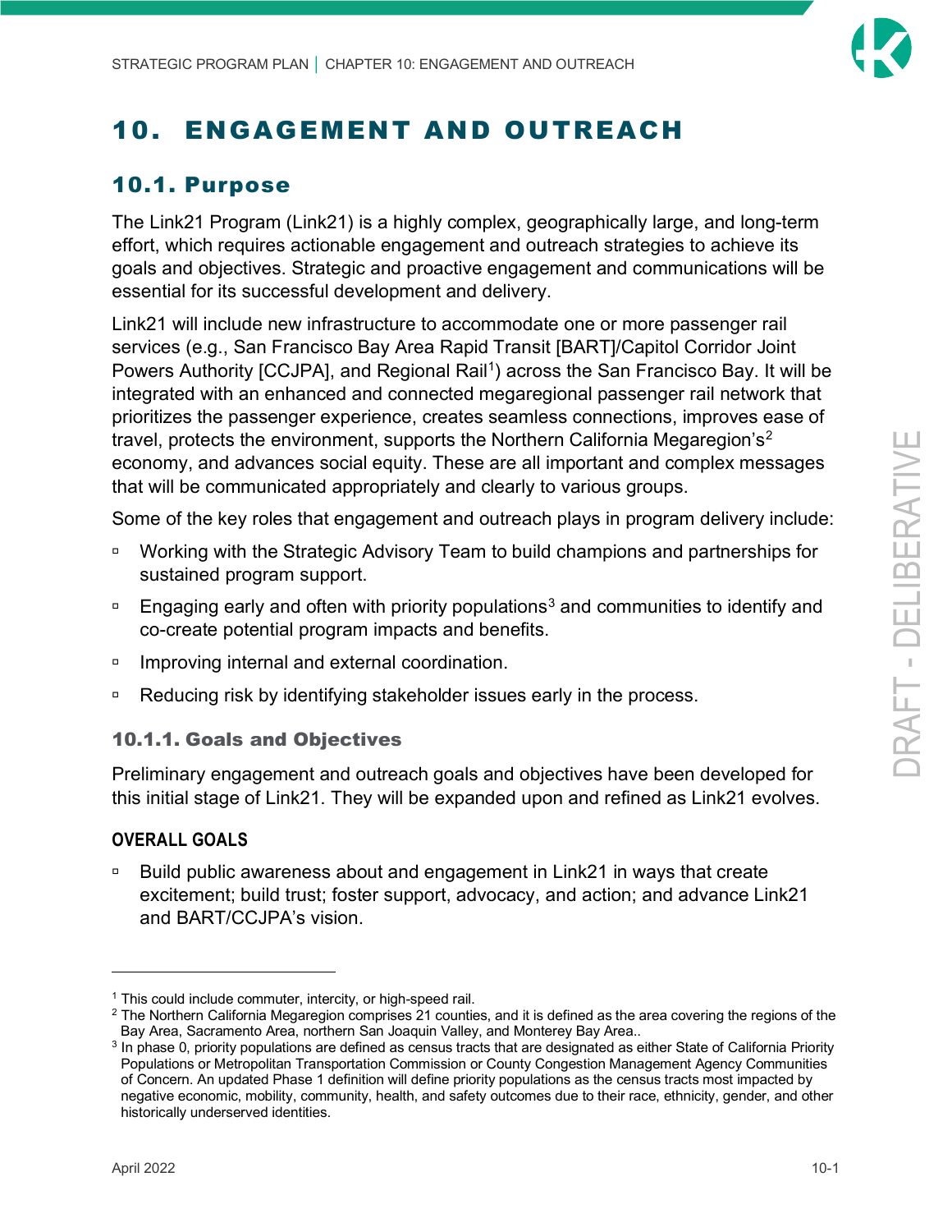# 10. ENGAGEMENT AND OUTREACH

## 10.1. Purpose

The Link21 Program (Link21) is a highly complex, geographically large, and long-term effort, which requires actionable engagement and outreach strategies to achieve its goals and objectives. Strategic and proactive engagement and communications will be essential for its successful development and delivery.

Link21 will include new infrastructure to accommodate one or more passenger rail services (e.g., San Francisco Bay Area Rapid Transit [BART]/Capitol Corridor Joint Powers Authority [CCJPA], and Regional Rail[1]) across the San Francisco Bay. It will be integrated with an enhanced and connected megaregional passenger rail network that prioritizes the passenger experience, creates seamless connections, improves ease of travel, protects the environment, supports the Northern California Megaregion's[2] economy, and advances social equity. These are all important and complex messages that will be communicated appropriately and clearly to various groups.

Some of the key roles that engagement and outreach plays in program delivery include:

- Working with the Strategic Advisory Team to build champions and partnerships for sustained program support.
- Engaging early and often with priority populations[3] and communities to identify and co-create potential program impacts and benefits.
- Improving internal and external coordination.
- Reducing risk by identifying stakeholder issues early in the process.

### 10.1.1. Goals and Objectives

Preliminary engagement and outreach goals and objectives have been developed for this initial stage of Link21. They will be expanded upon and refined as Link21 evolves.

#### OVERALL GOALS

- Build public awareness about and engagement in Link21 in ways that create excitement; build trust; foster support, advocacy, and action; and advance Link21 and BART/CCJPA's vision.

---

[1] This could include commuter, intercity, or high-speed rail.

[2] The Northern California Megaregion comprises 21 counties, and it is defined as the area covering the regions of the Bay Area, Sacramento Area, northern San Joaquin Valley, and Monterey Bay Area..

[3] In phase 0, priority populations are defined as census tracts that are designated as either State of California Priority Populations or Metropolitan Transportation Commission or County Congestion Management Agency Communities of Concern. An updated Phase 1 definition will define priority populations as the census tracts most impacted by negative economic, mobility, community, health, and safety outcomes due to their race, ethnicity, gender, and other historically underserved identities.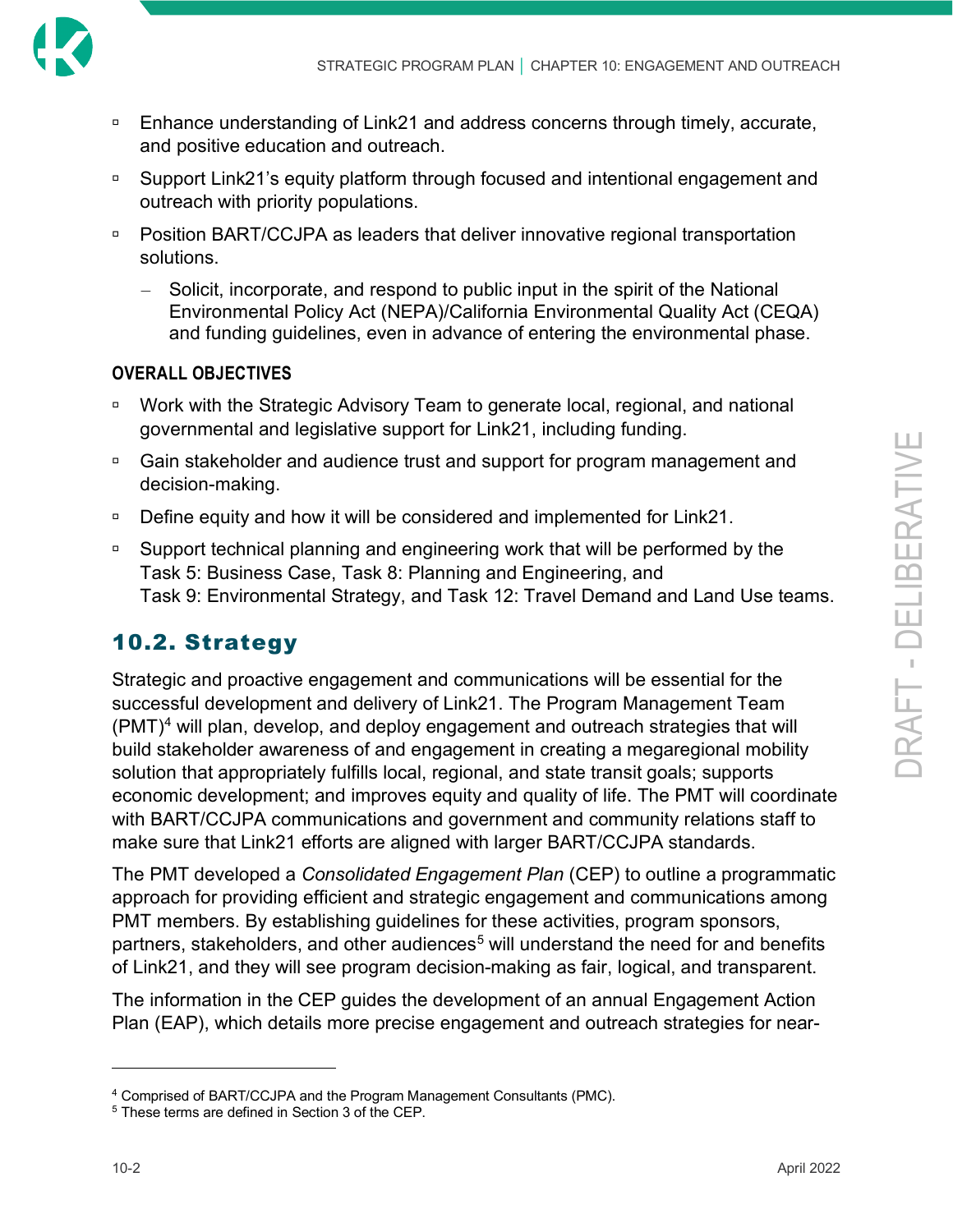- Enhance understanding of Link21 and address concerns through timely, accurate, and positive education and outreach.
- Support Link21's equity platform through focused and intentional engagement and outreach with priority populations.
- Position BART/CCJPA as leaders that deliver innovative regional transportation solutions.
  - Solicit, incorporate, and respond to public input in the spirit of the National Environmental Policy Act (NEPA)/California Environmental Quality Act (CEQA) and funding guidelines, even in advance of entering the environmental phase.

**OVERALL OBJECTIVES**

- Work with the Strategic Advisory Team to generate local, regional, and national governmental and legislative support for Link21, including funding.
- Gain stakeholder and audience trust and support for program management and decision-making.
- Define equity and how it will be considered and implemented for Link21.
- Support technical planning and engineering work that will be performed by the Task 5: Business Case, Task 8: Planning and Engineering, and Task 9: Environmental Strategy, and Task 12: Travel Demand and Land Use teams.

## 10.2. Strategy

Strategic and proactive engagement and communications will be essential for the successful development and delivery of Link21. The Program Management Team (PMT)[4] will plan, develop, and deploy engagement and outreach strategies that will build stakeholder awareness of and engagement in creating a megaregional mobility solution that appropriately fulfills local, regional, and state transit goals; supports economic development; and improves equity and quality of life. The PMT will coordinate with BART/CCJPA communications and government and community relations staff to make sure that Link21 efforts are aligned with larger BART/CCJPA standards.

The PMT developed a *Consolidated Engagement Plan* (CEP) to outline a programmatic approach for providing efficient and strategic engagement and communications among PMT members. By establishing guidelines for these activities, program sponsors, partners, stakeholders, and other audiences[5] will understand the need for and benefits of Link21, and they will see program decision-making as fair, logical, and transparent.

The information in the CEP guides the development of an annual Engagement Action Plan (EAP), which details more precise engagement and outreach strategies for near-

[4] Comprised of BART/CCJPA and the Program Management Consultants (PMC).

[5] These terms are defined in Section 3 of the CEP.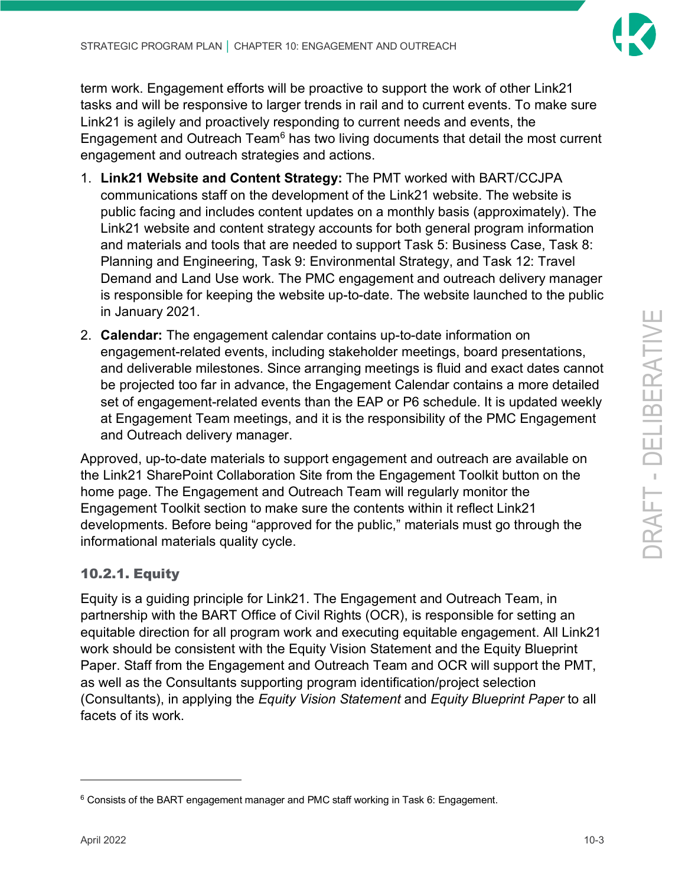term work. Engagement efforts will be proactive to support the work of other Link21 tasks and will be responsive to larger trends in rail and to current events. To make sure Link21 is agilely and proactively responding to current needs and events, the Engagement and Outreach Team[6] has two living documents that detail the most current engagement and outreach strategies and actions.

1. **Link21 Website and Content Strategy:** The PMT worked with BART/CCJPA communications staff on the development of the Link21 website. The website is public facing and includes content updates on a monthly basis (approximately). The Link21 website and content strategy accounts for both general program information and materials and tools that are needed to support Task 5: Business Case, Task 8: Planning and Engineering, Task 9: Environmental Strategy, and Task 12: Travel Demand and Land Use work. The PMC engagement and outreach delivery manager is responsible for keeping the website up-to-date. The website launched to the public in January 2021.
2. **Calendar:** The engagement calendar contains up-to-date information on engagement-related events, including stakeholder meetings, board presentations, and deliverable milestones. Since arranging meetings is fluid and exact dates cannot be projected too far in advance, the Engagement Calendar contains a more detailed set of engagement-related events than the EAP or P6 schedule. It is updated weekly at Engagement Team meetings, and it is the responsibility of the PMC Engagement and Outreach delivery manager.

Approved, up-to-date materials to support engagement and outreach are available on the Link21 SharePoint Collaboration Site from the Engagement Toolkit button on the home page. The Engagement and Outreach Team will regularly monitor the Engagement Toolkit section to make sure the contents within it reflect Link21 developments. Before being "approved for the public," materials must go through the informational materials quality cycle.

### 10.2.1. Equity

Equity is a guiding principle for Link21. The Engagement and Outreach Team, in partnership with the BART Office of Civil Rights (OCR), is responsible for setting an equitable direction for all program work and executing equitable engagement. All Link21 work should be consistent with the Equity Vision Statement and the Equity Blueprint Paper. Staff from the Engagement and Outreach Team and OCR will support the PMT, as well as the Consultants supporting program identification/project selection (Consultants), in applying the *Equity Vision Statement* and *Equity Blueprint Paper* to all facets of its work.

[6] Consists of the BART engagement manager and PMC staff working in Task 6: Engagement.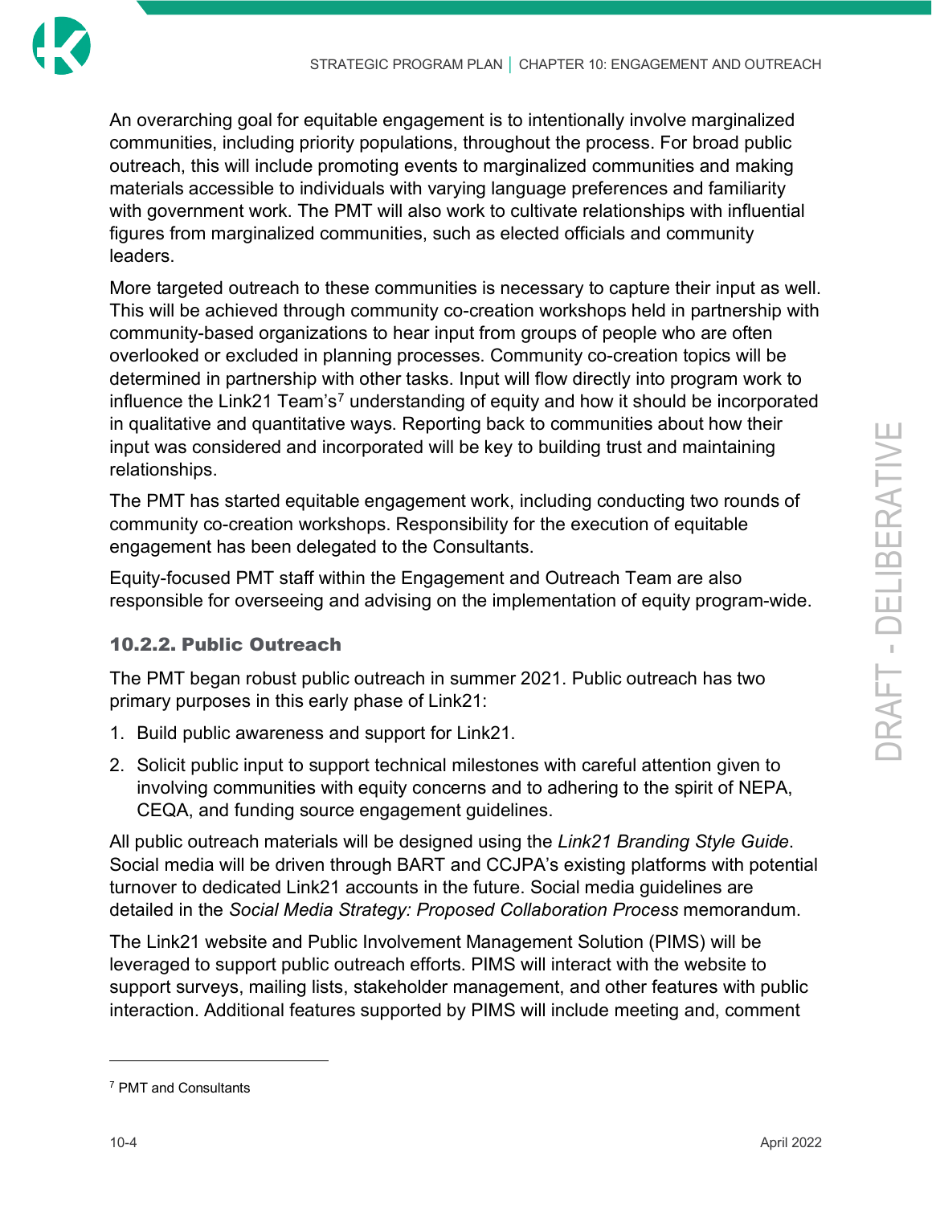An overarching goal for equitable engagement is to intentionally involve marginalized communities, including priority populations, throughout the process. For broad public outreach, this will include promoting events to marginalized communities and making materials accessible to individuals with varying language preferences and familiarity with government work. The PMT will also work to cultivate relationships with influential figures from marginalized communities, such as elected officials and community leaders.

More targeted outreach to these communities is necessary to capture their input as well. This will be achieved through community co-creation workshops held in partnership with community-based organizations to hear input from groups of people who are often overlooked or excluded in planning processes. Community co-creation topics will be determined in partnership with other tasks. Input will flow directly into program work to influence the Link21 Team's[7] understanding of equity and how it should be incorporated in qualitative and quantitative ways. Reporting back to communities about how their input was considered and incorporated will be key to building trust and maintaining relationships.

The PMT has started equitable engagement work, including conducting two rounds of community co-creation workshops. Responsibility for the execution of equitable engagement has been delegated to the Consultants.

Equity-focused PMT staff within the Engagement and Outreach Team are also responsible for overseeing and advising on the implementation of equity program-wide.

### 10.2.2. Public Outreach

The PMT began robust public outreach in summer 2021. Public outreach has two primary purposes in this early phase of Link21:

1. Build public awareness and support for Link21.
2. Solicit public input to support technical milestones with careful attention given to involving communities with equity concerns and to adhering to the spirit of NEPA, CEQA, and funding source engagement guidelines.

All public outreach materials will be designed using the *Link21 Branding Style Guide*. Social media will be driven through BART and CCJPA's existing platforms with potential turnover to dedicated Link21 accounts in the future. Social media guidelines are detailed in the *Social Media Strategy: Proposed Collaboration Process* memorandum.

The Link21 website and Public Involvement Management Solution (PIMS) will be leveraged to support public outreach efforts. PIMS will interact with the website to support surveys, mailing lists, stakeholder management, and other features with public interaction. Additional features supported by PIMS will include meeting and, comment

[7] PMT and Consultants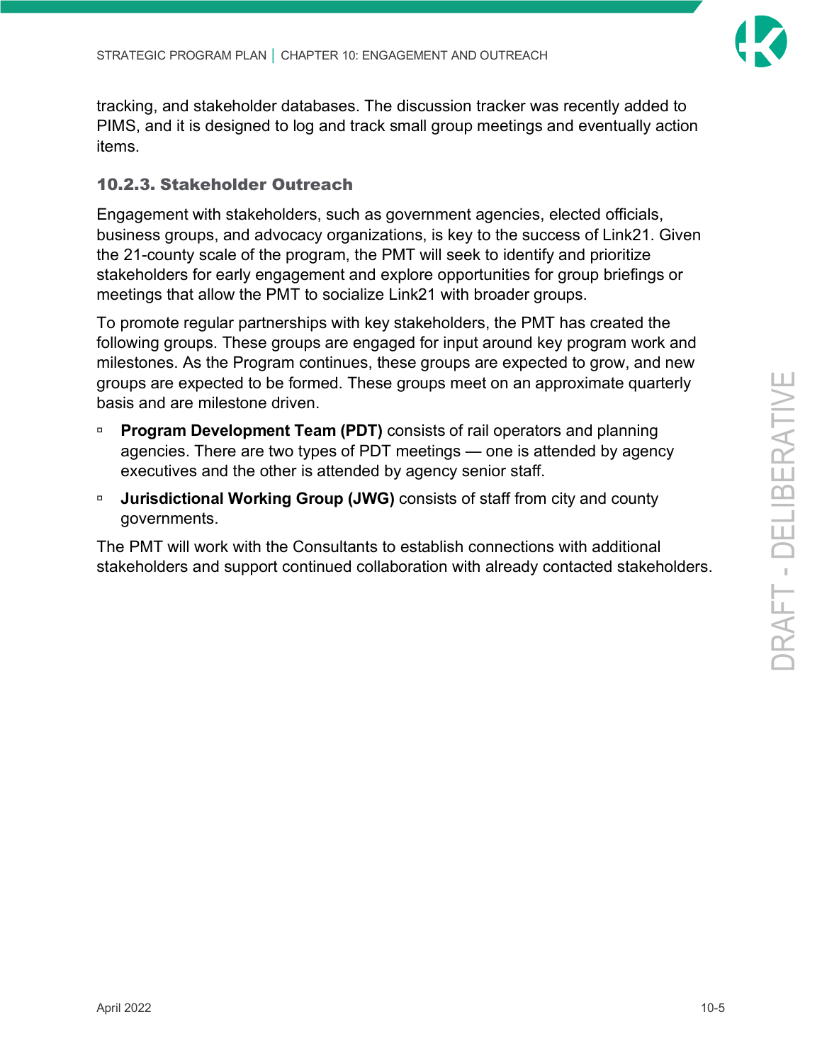tracking, and stakeholder databases. The discussion tracker was recently added to PIMS, and it is designed to log and track small group meetings and eventually action items.

### 10.2.3. Stakeholder Outreach

Engagement with stakeholders, such as government agencies, elected officials, business groups, and advocacy organizations, is key to the success of Link21. Given the 21-county scale of the program, the PMT will seek to identify and prioritize stakeholders for early engagement and explore opportunities for group briefings or meetings that allow the PMT to socialize Link21 with broader groups.

To promote regular partnerships with key stakeholders, the PMT has created the following groups. These groups are engaged for input around key program work and milestones. As the Program continues, these groups are expected to grow, and new groups are expected to be formed. These groups meet on an approximate quarterly basis and are milestone driven.

- **Program Development Team (PDT)** consists of rail operators and planning agencies. There are two types of PDT meetings — one is attended by agency executives and the other is attended by agency senior staff.
- **Jurisdictional Working Group (JWG)** consists of staff from city and county governments.

The PMT will work with the Consultants to establish connections with additional stakeholders and support continued collaboration with already contacted stakeholders.